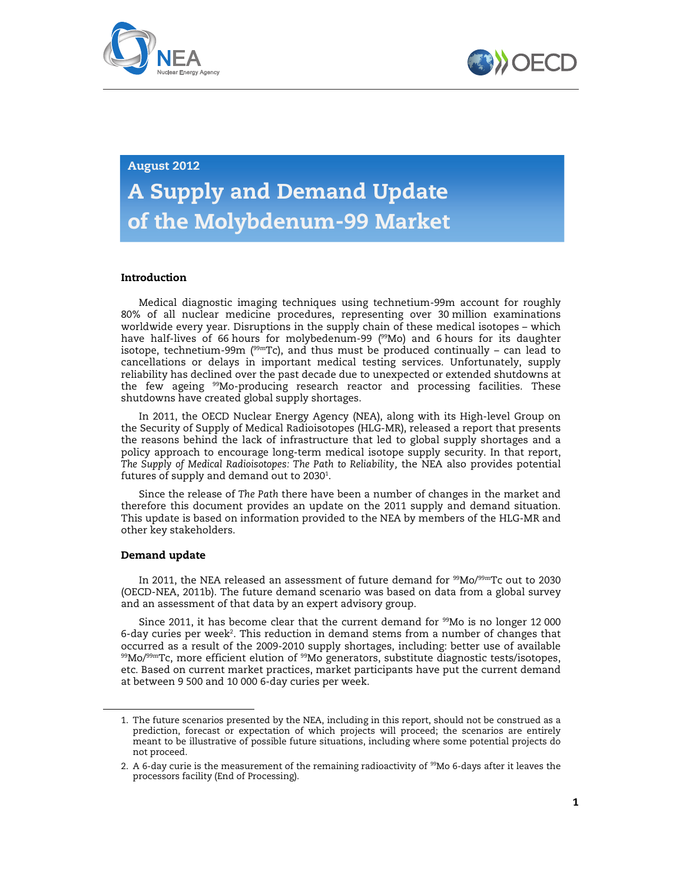August 2012

# A Supply and Demand Update of the Molybdenum-99 Market

## Introduction

Medical diagnostic imaging techniques using technetium-99m account for roughly 80% of all nuclear medicine procedures, representing over 30 million examinations worldwide every year. Disruptions in the supply chain of these medical isotopes – which have half-lives of 66 hours for molybedenum-99 ($^{99}$Mo) and 6 hours for its daughter isotope, technetium-99m ($^{99m}$Tc), and thus must be produced continually – can lead to cancellations or delays in important medical testing services. Unfortunately, supply reliability has declined over the past decade due to unexpected or extended shutdowns at the few ageing $^{99}$Mo-producing research reactor and processing facilities. These shutdowns have created global supply shortages.

In 2011, the OECD Nuclear Energy Agency (NEA), along with its High-level Group on the Security of Supply of Medical Radioisotopes (HLG-MR), released a report that presents the reasons behind the lack of infrastructure that led to global supply shortages and a policy approach to encourage long-term medical isotope supply security. In that report, *The Supply of Medical Radioisotopes: The Path to Reliability*, the NEA also provides potential futures of supply and demand out to 2030[1].

Since the release of *The Path* there have been a number of changes in the market and therefore this document provides an update on the 2011 supply and demand situation. This update is based on information provided to the NEA by members of the HLG-MR and other key stakeholders.

## Demand update

In 2011, the NEA released an assessment of future demand for $^{99}$Mo/$^{99m}$Tc out to 2030 (OECD-NEA, 2011b). The future demand scenario was based on data from a global survey and an assessment of that data by an expert advisory group.

Since 2011, it has become clear that the current demand for $^{99}$Mo is no longer 12 000 6-day curies per week[2]. This reduction in demand stems from a number of changes that occurred as a result of the 2009-2010 supply shortages, including: better use of available $^{99}$Mo/$^{99m}$Tc, more efficient elution of $^{99}$Mo generators, substitute diagnostic tests/isotopes, etc. Based on current market practices, market participants have put the current demand at between 9 500 and 10 000 6-day curies per week.

---

1. The future scenarios presented by the NEA, including in this report, should not be construed as a prediction, forecast or expectation of which projects will proceed; the scenarios are entirely meant to be illustrative of possible future situations, including where some potential projects do not proceed.

2. A 6-day curie is the measurement of the remaining radioactivity of $^{99}$Mo 6-days after it leaves the processors facility (End of Processing).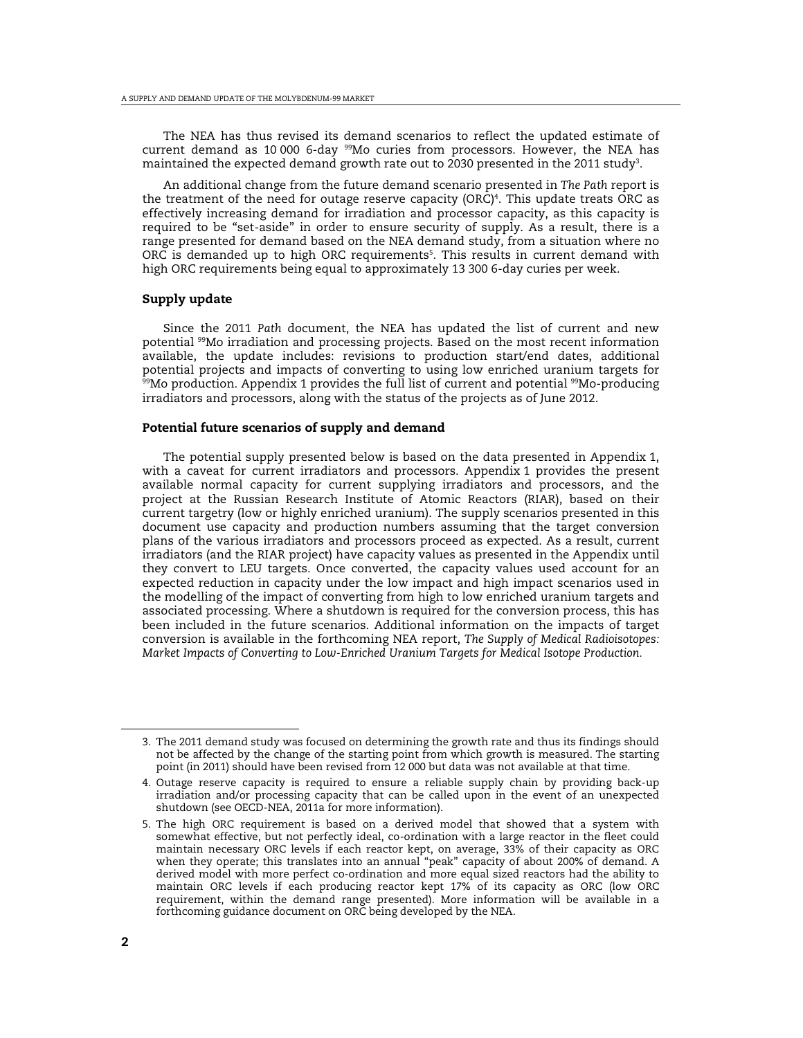The NEA has thus revised its demand scenarios to reflect the updated estimate of current demand as 10 000 6-day $^{99}$Mo curies from processors. However, the NEA has maintained the expected demand growth rate out to 2030 presented in the 2011 study[3].

An additional change from the future demand scenario presented in *The Path* report is the treatment of the need for outage reserve capacity (ORC)[4]. This update treats ORC as effectively increasing demand for irradiation and processor capacity, as this capacity is required to be "set-aside" in order to ensure security of supply. As a result, there is a range presented for demand based on the NEA demand study, from a situation where no ORC is demanded up to high ORC requirements[5]. This results in current demand with high ORC requirements being equal to approximately 13 300 6-day curies per week.

### Supply update

Since the 2011 *Path* document, the NEA has updated the list of current and new potential $^{99}$Mo irradiation and processing projects. Based on the most recent information available, the update includes: revisions to production start/end dates, additional potential projects and impacts of converting to using low enriched uranium targets for $^{99}$Mo production. Appendix 1 provides the full list of current and potential $^{99}$Mo-producing irradiators and processors, along with the status of the projects as of June 2012.

### Potential future scenarios of supply and demand

The potential supply presented below is based on the data presented in Appendix 1, with a caveat for current irradiators and processors. Appendix 1 provides the present available normal capacity for current supplying irradiators and processors, and the project at the Russian Research Institute of Atomic Reactors (RIAR), based on their current targetry (low or highly enriched uranium). The supply scenarios presented in this document use capacity and production numbers assuming that the target conversion plans of the various irradiators and processors proceed as expected. As a result, current irradiators (and the RIAR project) have capacity values as presented in the Appendix until they convert to LEU targets. Once converted, the capacity values used account for an expected reduction in capacity under the low impact and high impact scenarios used in the modelling of the impact of converting from high to low enriched uranium targets and associated processing. Where a shutdown is required for the conversion process, this has been included in the future scenarios. Additional information on the impacts of target conversion is available in the forthcoming NEA report, *The Supply of Medical Radioisotopes: Market Impacts of Converting to Low-Enriched Uranium Targets for Medical Isotope Production*.

---

3. The 2011 demand study was focused on determining the growth rate and thus its findings should not be affected by the change of the starting point from which growth is measured. The starting point (in 2011) should have been revised from 12 000 but data was not available at that time.

4. Outage reserve capacity is required to ensure a reliable supply chain by providing back-up irradiation and/or processing capacity that can be called upon in the event of an unexpected shutdown (see OECD-NEA, 2011a for more information).

5. The high ORC requirement is based on a derived model that showed that a system with somewhat effective, but not perfectly ideal, co-ordination with a large reactor in the fleet could maintain necessary ORC levels if each reactor kept, on average, 33% of their capacity as ORC when they operate; this translates into an annual "peak" capacity of about 200% of demand. A derived model with more perfect co-ordination and more equal sized reactors had the ability to maintain ORC levels if each producing reactor kept 17% of its capacity as ORC (low ORC requirement, within the demand range presented). More information will be available in a forthcoming guidance document on ORC being developed by the NEA.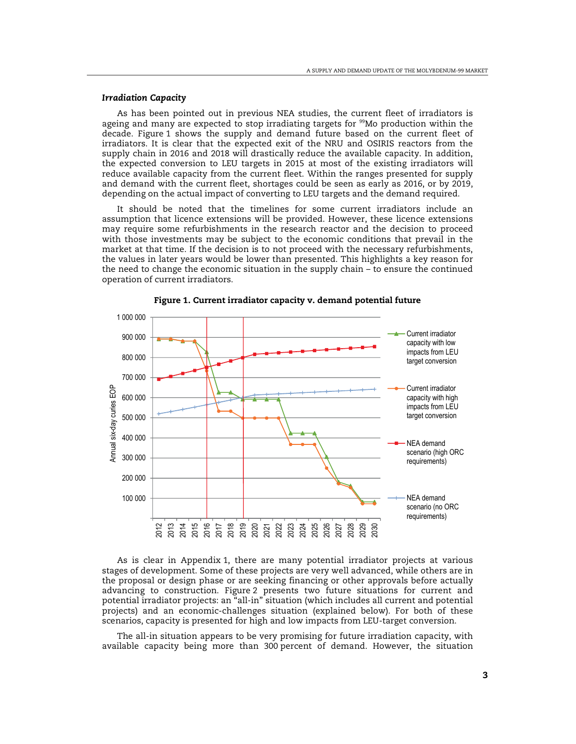### *Irradiation Capacity*

As has been pointed out in previous NEA studies, the current fleet of irradiators is ageing and many are expected to stop irradiating targets for $^{99}$Mo production within the decade. Figure 1 shows the supply and demand future based on the current fleet of irradiators. It is clear that the expected exit of the NRU and OSIRIS reactors from the supply chain in 2016 and 2018 will drastically reduce the available capacity. In addition, the expected conversion to LEU targets in 2015 at most of the existing irradiators will reduce available capacity from the current fleet. Within the ranges presented for supply and demand with the current fleet, shortages could be seen as early as 2016, or by 2019, depending on the actual impact of converting to LEU targets and the demand required.

It should be noted that the timelines for some current irradiators include an assumption that licence extensions will be provided. However, these licence extensions may require some refurbishments in the research reactor and the decision to proceed with those investments may be subject to the economic conditions that prevail in the market at that time. If the decision is to not proceed with the necessary refurbishments, the values in later years would be lower than presented. This highlights a key reason for the need to change the economic situation in the supply chain – to ensure the continued operation of current irradiators.

**Figure 1. Current irradiator capacity v. demand potential future**

As is clear in Appendix 1, there are many potential irradiator projects at various stages of development. Some of these projects are very well advanced, while others are in the proposal or design phase or are seeking financing or other approvals before actually advancing to construction. Figure 2 presents two future situations for current and potential irradiator projects: an "all-in" situation (which includes all current and potential projects) and an economic-challenges situation (explained below). For both of these scenarios, capacity is presented for high and low impacts from LEU-target conversion.

The all-in situation appears to be very promising for future irradiation capacity, with available capacity being more than 300 percent of demand. However, the situation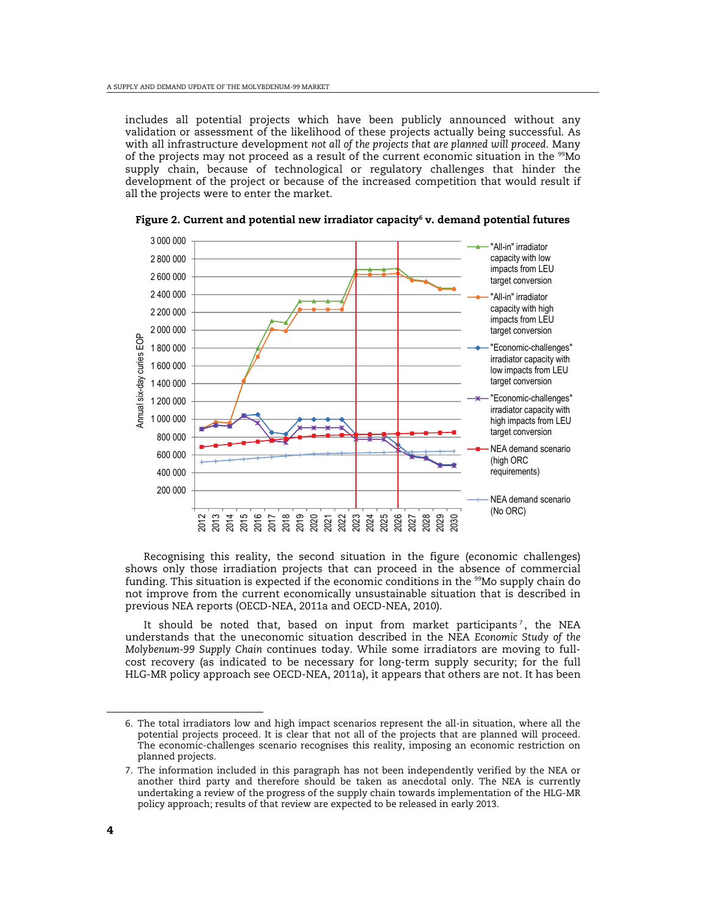includes all potential projects which have been publicly announced without any validation or assessment of the likelihood of these projects actually being successful. As with all infrastructure development *not all of the projects that are planned will proceed.* Many of the projects may not proceed as a result of the current economic situation in the $^{99}$Mo supply chain, because of technological or regulatory challenges that hinder the development of the project or because of the increased competition that would result if all the projects were to enter the market.

**Figure 2. Current and potential new irradiator capacity[6] v. demand potential futures**

Recognising this reality, the second situation in the figure (economic challenges) shows only those irradiation projects that can proceed in the absence of commercial funding. This situation is expected if the economic conditions in the $^{99}$Mo supply chain do not improve from the current economically unsustainable situation that is described in previous NEA reports (OECD-NEA, 2011a and OECD-NEA, 2010).

It should be noted that, based on input from market participants[7], the NEA understands that the uneconomic situation described in the NEA *Economic Study of the Molybenum-99 Supply Chain* continues today. While some irradiators are moving to full-cost recovery (as indicated to be necessary for long-term supply security; for the full HLG-MR policy approach see OECD-NEA, 2011a), it appears that others are not. It has been

6. The total irradiators low and high impact scenarios represent the all-in situation, where all the potential projects proceed. It is clear that not all of the projects that are planned will proceed. The economic-challenges scenario recognises this reality, imposing an economic restriction on planned projects.

7. The information included in this paragraph has not been independently verified by the NEA or another third party and therefore should be taken as anecdotal only. The NEA is currently undertaking a review of the progress of the supply chain towards implementation of the HLG-MR policy approach; results of that review are expected to be released in early 2013.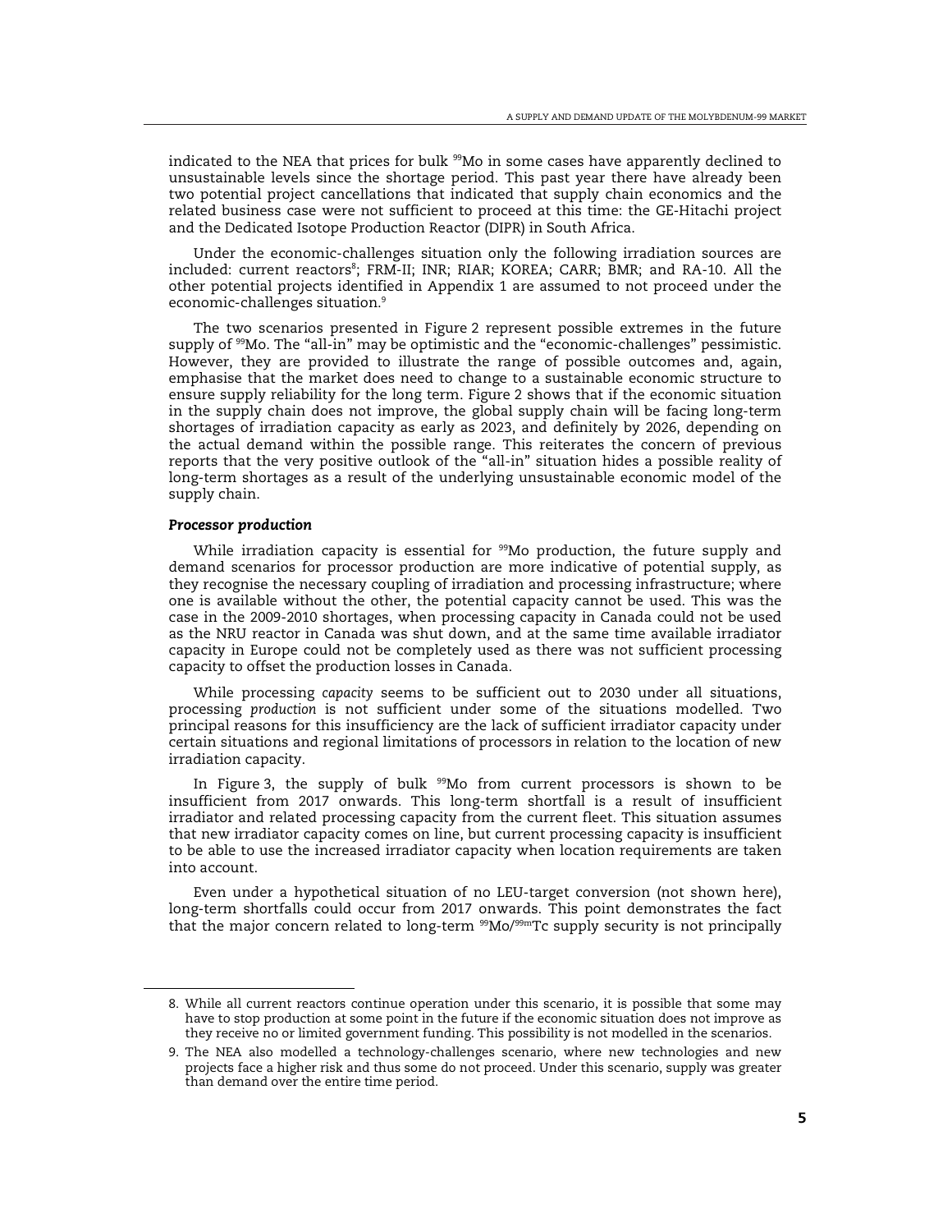indicated to the NEA that prices for bulk $^{99}$Mo in some cases have apparently declined to unsustainable levels since the shortage period. This past year there have already been two potential project cancellations that indicated that supply chain economics and the related business case were not sufficient to proceed at this time: the GE-Hitachi project and the Dedicated Isotope Production Reactor (DIPR) in South Africa.

Under the economic-challenges situation only the following irradiation sources are included: current reactors[8]; FRM-II; INR; RIAR; KOREA; CARR; BMR; and RA-10. All the other potential projects identified in Appendix 1 are assumed to not proceed under the economic-challenges situation.[9]

The two scenarios presented in Figure 2 represent possible extremes in the future supply of $^{99}$Mo. The "all-in" may be optimistic and the "economic-challenges" pessimistic. However, they are provided to illustrate the range of possible outcomes and, again, emphasise that the market does need to change to a sustainable economic structure to ensure supply reliability for the long term. Figure 2 shows that if the economic situation in the supply chain does not improve, the global supply chain will be facing long-term shortages of irradiation capacity as early as 2023, and definitely by 2026, depending on the actual demand within the possible range. This reiterates the concern of previous reports that the very positive outlook of the "all-in" situation hides a possible reality of long-term shortages as a result of the underlying unsustainable economic model of the supply chain.

### *Processor production*

While irradiation capacity is essential for $^{99}$Mo production, the future supply and demand scenarios for processor production are more indicative of potential supply, as they recognise the necessary coupling of irradiation and processing infrastructure; where one is available without the other, the potential capacity cannot be used. This was the case in the 2009-2010 shortages, when processing capacity in Canada could not be used as the NRU reactor in Canada was shut down, and at the same time available irradiator capacity in Europe could not be completely used as there was not sufficient processing capacity to offset the production losses in Canada.

While processing *capacity* seems to be sufficient out to 2030 under all situations, processing *production* is not sufficient under some of the situations modelled. Two principal reasons for this insufficiency are the lack of sufficient irradiator capacity under certain situations and regional limitations of processors in relation to the location of new irradiation capacity.

In Figure 3, the supply of bulk $^{99}$Mo from current processors is shown to be insufficient from 2017 onwards. This long-term shortfall is a result of insufficient irradiator and related processing capacity from the current fleet. This situation assumes that new irradiator capacity comes on line, but current processing capacity is insufficient to be able to use the increased irradiator capacity when location requirements are taken into account.

Even under a hypothetical situation of no LEU-target conversion (not shown here), long-term shortfalls could occur from 2017 onwards. This point demonstrates the fact that the major concern related to long-term $^{99}$Mo/$^{99m}$Tc supply security is not principally

---

8. While all current reactors continue operation under this scenario, it is possible that some may have to stop production at some point in the future if the economic situation does not improve as they receive no or limited government funding. This possibility is not modelled in the scenarios.

9. The NEA also modelled a technology-challenges scenario, where new technologies and new projects face a higher risk and thus some do not proceed. Under this scenario, supply was greater than demand over the entire time period.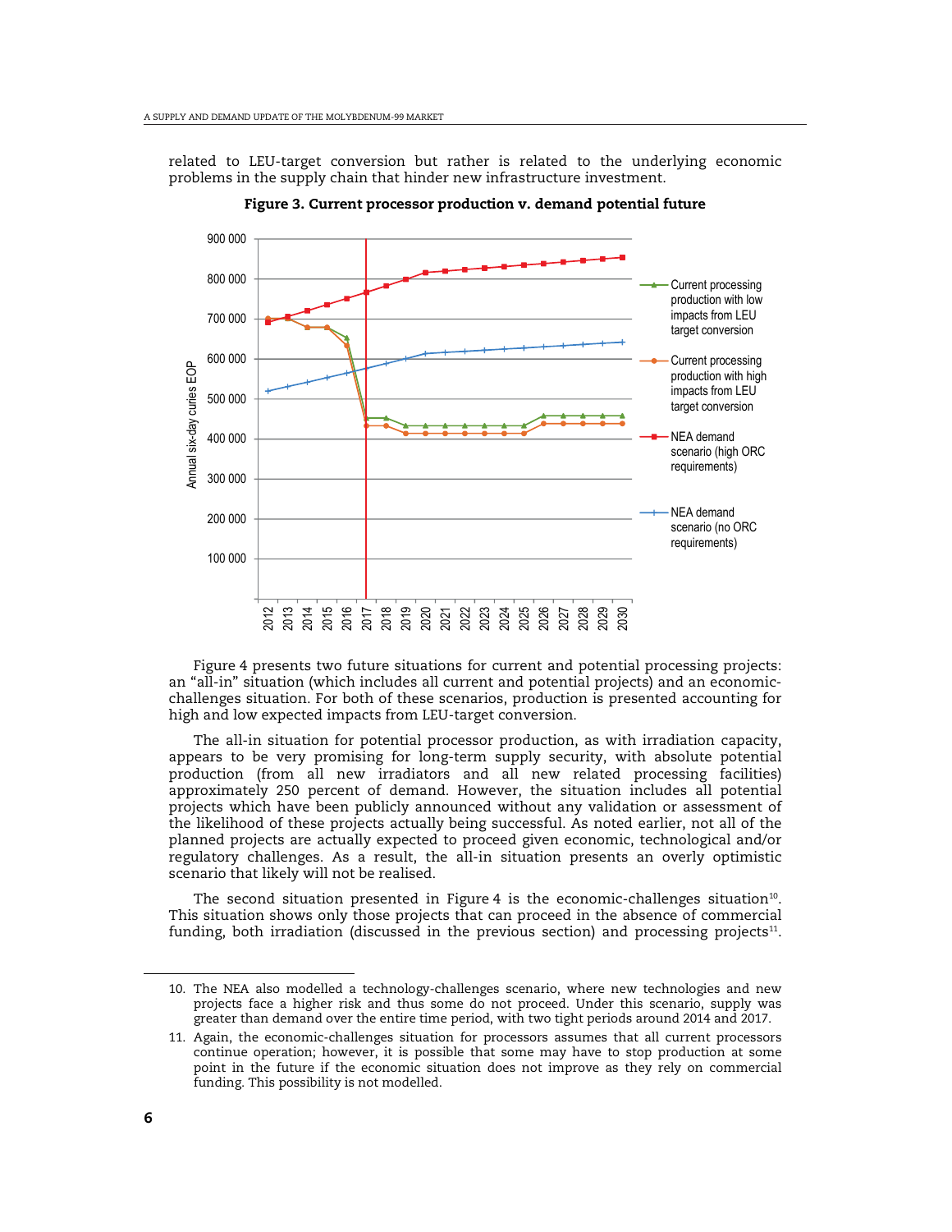related to LEU-target conversion but rather is related to the underlying economic problems in the supply chain that hinder new infrastructure investment.

**Figure 3. Current processor production v. demand potential future**

Figure 4 presents two future situations for current and potential processing projects: an "all-in" situation (which includes all current and potential projects) and an economic-challenges situation. For both of these scenarios, production is presented accounting for high and low expected impacts from LEU-target conversion.

The all-in situation for potential processor production, as with irradiation capacity, appears to be very promising for long-term supply security, with absolute potential production (from all new irradiators and all new related processing facilities) approximately 250 percent of demand. However, the situation includes all potential projects which have been publicly announced without any validation or assessment of the likelihood of these projects actually being successful. As noted earlier, not all of the planned projects are actually expected to proceed given economic, technological and/or regulatory challenges. As a result, the all-in situation presents an overly optimistic scenario that likely will not be realised.

The second situation presented in Figure 4 is the economic-challenges situation[10]. This situation shows only those projects that can proceed in the absence of commercial funding, both irradiation (discussed in the previous section) and processing projects[11].

10. The NEA also modelled a technology-challenges scenario, where new technologies and new projects face a higher risk and thus some do not proceed. Under this scenario, supply was greater than demand over the entire time period, with two tight periods around 2014 and 2017.

11. Again, the economic-challenges situation for processors assumes that all current processors continue operation; however, it is possible that some may have to stop production at some point in the future if the economic situation does not improve as they rely on commercial funding. This possibility is not modelled.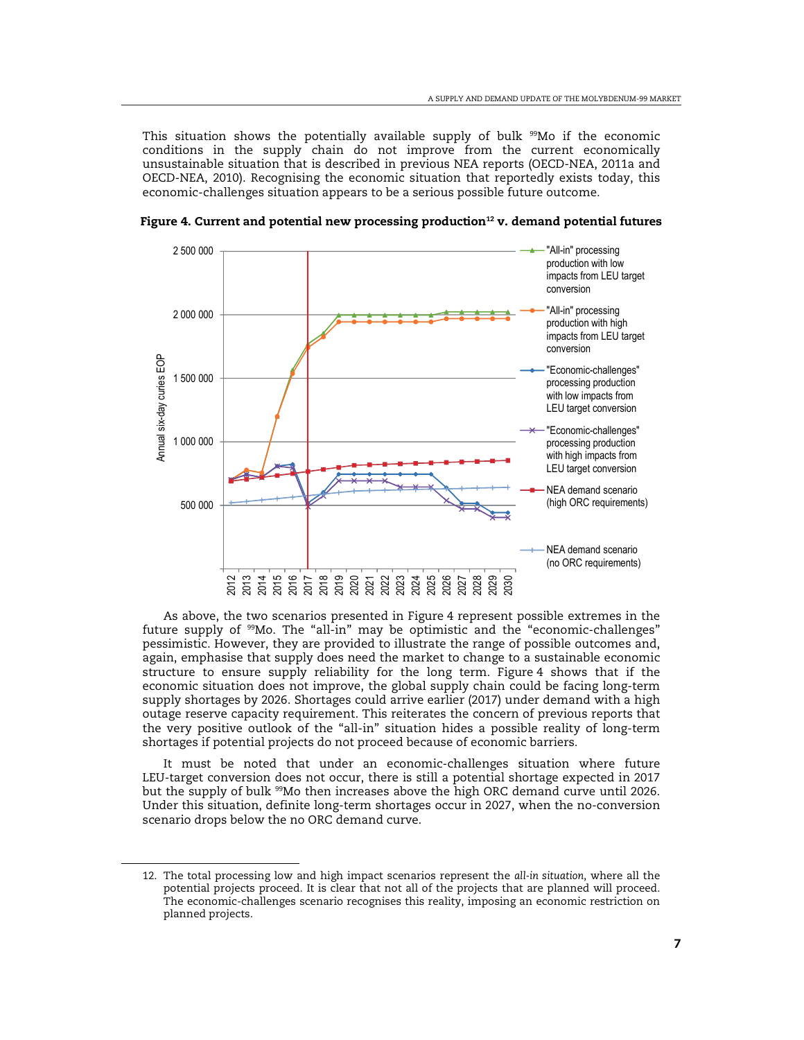This situation shows the potentially available supply of bulk $^{99}$Mo if the economic conditions in the supply chain do not improve from the current economically unsustainable situation that is described in previous NEA reports (OECD-NEA, 2011a and OECD-NEA, 2010). Recognising the economic situation that reportedly exists today, this economic-challenges situation appears to be a serious possible future outcome.

**Figure 4. Current and potential new processing production[12] v. demand potential futures**

As above, the two scenarios presented in Figure 4 represent possible extremes in the future supply of $^{99}$Mo. The "all-in" may be optimistic and the "economic-challenges" pessimistic. However, they are provided to illustrate the range of possible outcomes and, again, emphasise that supply does need the market to change to a sustainable economic structure to ensure supply reliability for the long term. Figure 4 shows that if the economic situation does not improve, the global supply chain could be facing long-term supply shortages by 2026. Shortages could arrive earlier (2017) under demand with a high outage reserve capacity requirement. This reiterates the concern of previous reports that the very positive outlook of the "all-in" situation hides a possible reality of long-term shortages if potential projects do not proceed because of economic barriers.

It must be noted that under an economic-challenges situation where future LEU-target conversion does not occur, there is still a potential shortage expected in 2017 but the supply of bulk $^{99}$Mo then increases above the high ORC demand curve until 2026. Under this situation, definite long-term shortages occur in 2027, when the no-conversion scenario drops below the no ORC demand curve.

---

12. The total processing low and high impact scenarios represent the *all-in situation*, where all the potential projects proceed. It is clear that not all of the projects that are planned will proceed. The economic-challenges scenario recognises this reality, imposing an economic restriction on planned projects.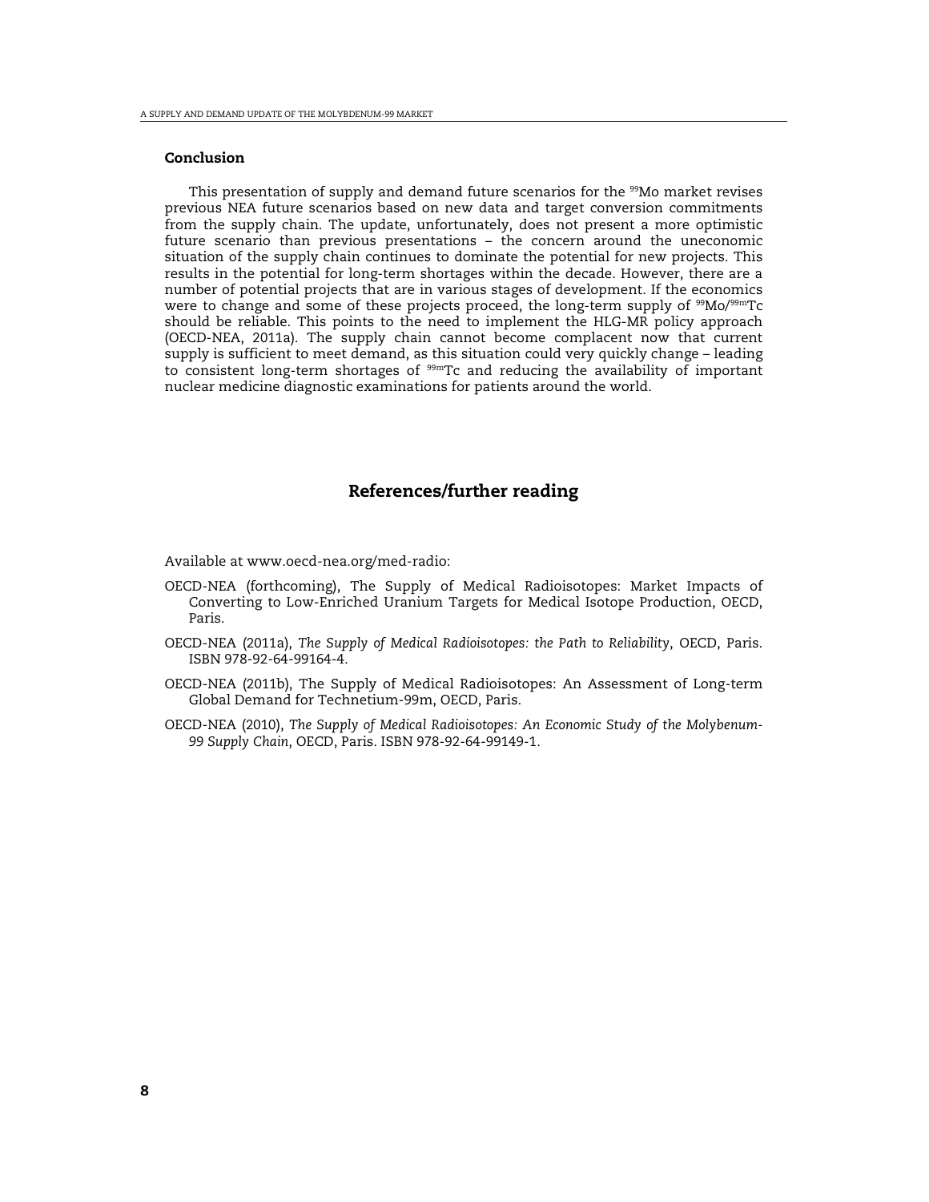## Conclusion

This presentation of supply and demand future scenarios for the $^{99}$Mo market revises previous NEA future scenarios based on new data and target conversion commitments from the supply chain. The update, unfortunately, does not present a more optimistic future scenario than previous presentations – the concern around the uneconomic situation of the supply chain continues to dominate the potential for new projects. This results in the potential for long-term shortages within the decade. However, there are a number of potential projects that are in various stages of development. If the economics were to change and some of these projects proceed, the long-term supply of $^{99}$Mo/$^{99m}$Tc should be reliable. This points to the need to implement the HLG-MR policy approach (OECD-NEA, 2011a). The supply chain cannot become complacent now that current supply is sufficient to meet demand, as this situation could very quickly change – leading to consistent long-term shortages of $^{99m}$Tc and reducing the availability of important nuclear medicine diagnostic examinations for patients around the world.

## References/further reading

Available at www.oecd-nea.org/med-radio:

OECD-NEA (forthcoming), The Supply of Medical Radioisotopes: Market Impacts of Converting to Low-Enriched Uranium Targets for Medical Isotope Production, OECD, Paris.

OECD-NEA (2011a), *The Supply of Medical Radioisotopes: the Path to Reliability*, OECD, Paris. ISBN 978-92-64-99164-4.

OECD-NEA (2011b), The Supply of Medical Radioisotopes: An Assessment of Long-term Global Demand for Technetium-99m, OECD, Paris.

OECD-NEA (2010), *The Supply of Medical Radioisotopes: An Economic Study of the Molybenum-99 Supply Chain*, OECD, Paris. ISBN 978-92-64-99149-1.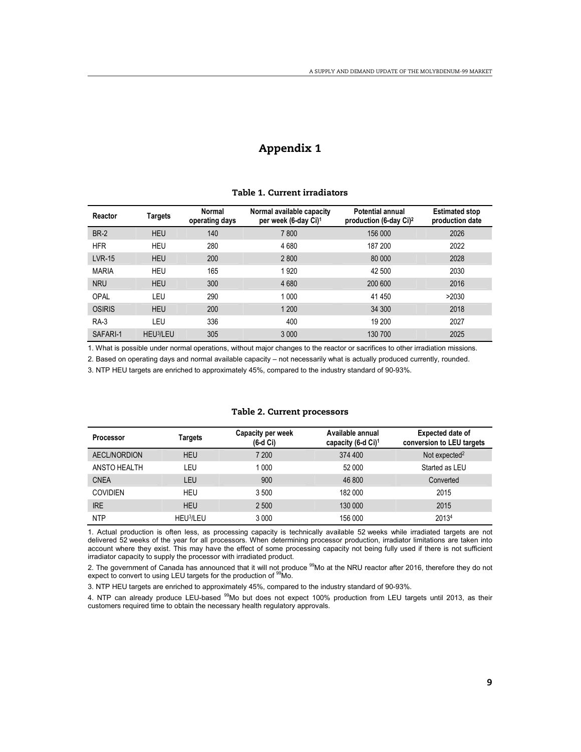# Appendix 1

**Table 1. Current irradiators**

| Reactor | Targets | Normal operating days | Normal available capacity per week (6-day Ci)[1] | Potential annual production (6-day Ci)[2] | Estimated stop production date |
|---|---|---|---|---|---|
| BR-2 | HEU | 140 | 7 800 | 156 000 | 2026 |
| HFR | HEU | 280 | 4 680 | 187 200 | 2022 |
| LVR-15 | HEU | 200 | 2 800 | 80 000 | 2028 |
| MARIA | HEU | 165 | 1 920 | 42 500 | 2030 |
| NRU | HEU | 300 | 4 680 | 200 600 | 2016 |
| OPAL | LEU | 290 | 1 000 | 41 450 | >2030 |
| OSIRIS | HEU | 200 | 1 200 | 34 300 | 2018 |
| RA-3 | LEU | 336 | 400 | 19 200 | 2027 |
| SAFARI-1 | HEU[3]/LEU | 305 | 3 000 | 130 700 | 2025 |

1. What is possible under normal operations, without major changes to the reactor or sacrifices to other irradiation missions.

2. Based on operating days and normal available capacity – not necessarily what is actually produced currently, rounded.

3. NTP HEU targets are enriched to approximately 45%, compared to the industry standard of 90-93%.

**Table 2. Current processors**

| Processor | Targets | Capacity per week (6-d Ci) | Available annual capacity (6-d Ci)[1] | Expected date of conversion to LEU targets |
|---|---|---|---|---|
| AECL/NORDION | HEU | 7 200 | 374 400 | Not expected[2] |
| ANSTO HEALTH | LEU | 1 000 | 52 000 | Started as LEU |
| CNEA | LEU | 900 | 46 800 | Converted |
| COVIDIEN | HEU | 3 500 | 182 000 | 2015 |
| IRE | HEU | 2 500 | 130 000 | 2015 |
| NTP | HEU[3]/LEU | 3 000 | 156 000 | 2013[4] |

1. Actual production is often less, as processing capacity is technically available 52 weeks while irradiated targets are not delivered 52 weeks of the year for all processors. When determining processor production, irradiator limitations are taken into account where they exist. This may have the effect of some processing capacity not being fully used if there is not sufficient irradiator capacity to supply the processor with irradiated product.

2. The government of Canada has announced that it will not produce $^{99}$Mo at the NRU reactor after 2016, therefore they do not expect to convert to using LEU targets for the production of $^{99}$Mo.

3. NTP HEU targets are enriched to approximately 45%, compared to the industry standard of 90-93%.

4. NTP can already produce LEU-based $^{99}$Mo but does not expect 100% production from LEU targets until 2013, as their customers required time to obtain the necessary health regulatory approvals.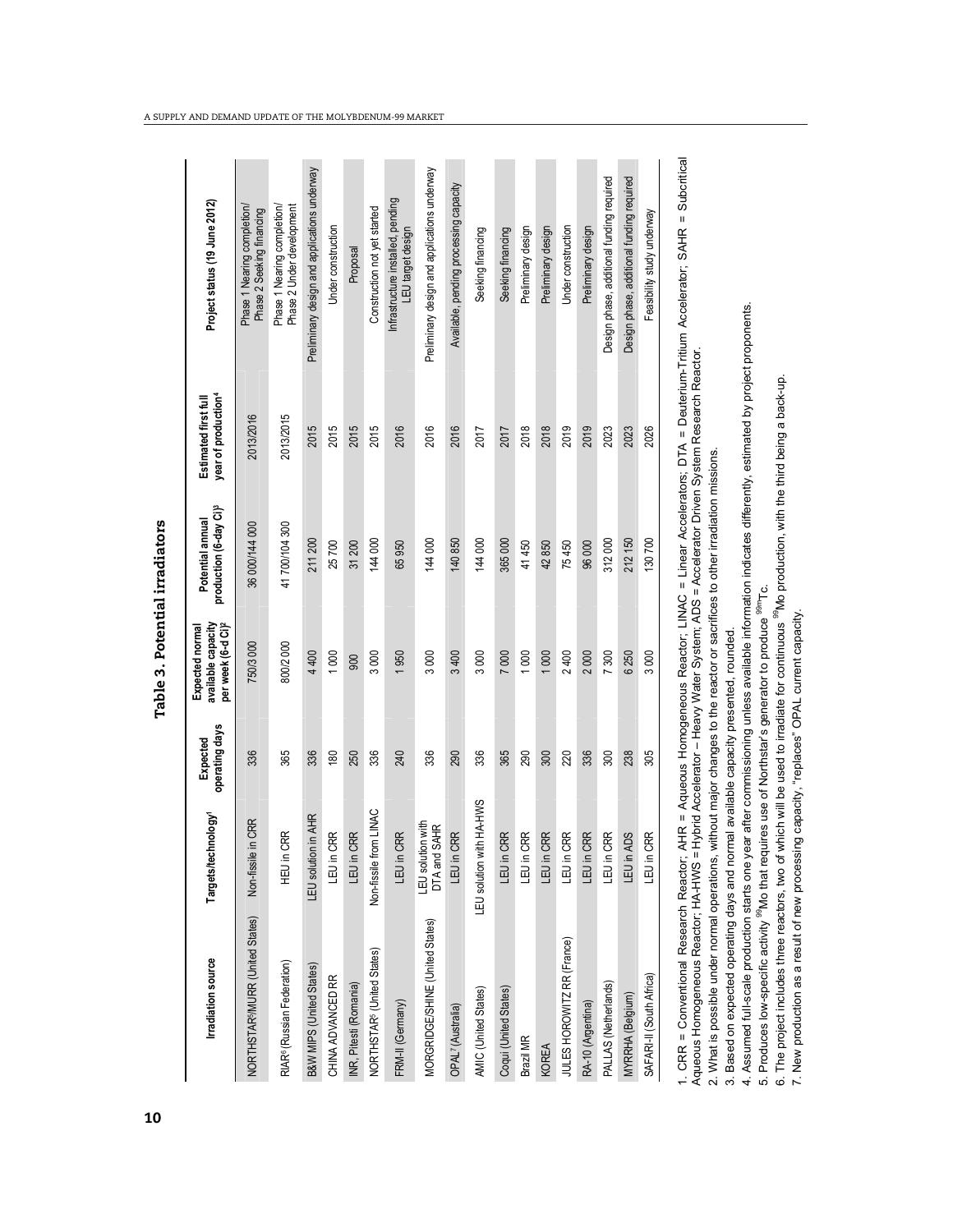# Table 3. Potential irradiators

| Irradiation source | Targets/technology[1] | Expected operating days | Expected normal available capacity per week (6-d Ci)[2] | Potential annual production (6-day Ci)[3] | Estimated first full year of production[4] | Project status (19 June 2012) |
|---|---|---|---|---|---|---|
| NORTHSTAR[5]/MURR (United States) | Non-fissile in CRR | 336 | 750/3 000 | 36 000/144 000 | 2013/2016 | Phase 1 Nearing completion/ Phase 2 Seeking financing |
| RIAR[6] (Russian Federation) | HEU in CRR | 365 | 800/2 000 | 41 700/104 300 | 2013/2015 | Phase 1 Nearing completion/ Phase 2 Under development |
| B&W MIPS (United States) | LEU solution in AHR | 336 | 4 400 | 211 200 | 2015 | Preliminary design and applications underway |
| CHINA ADVANCED RR | LEU in CRR | 180 | 1 000 | 25 700 | 2015 | Under construction |
| INR, Pitesti (Romania) | LEU in CRR | 250 | 900 | 31 200 | 2015 | Proposal |
| NORTHSTAR[5] (United States) | Non-fissile from LINAC | 336 | 3 000 | 144 000 | 2015 | Construction not yet started |
| FRM-II (Germany) | LEU in CRR | 240 | 1 950 | 65 950 | 2016 | Infrastructure installed, pending LEU target design |
| MORGRIDGE/SHINE (United States) | LEU solution with DTA and SAHR | 336 | 3 000 | 144 000 | 2016 | Preliminary design and applications underway |
| OPAL[7] (Australia) | LEU in CRR | 290 | 3 400 | 140 850 | 2016 | Available, pending processing capacity |
| AMIC (United States) | LEU solution with HA-HWS | 336 | 3 000 | 144 000 | 2017 | Seeking financing |
| Coqui (United States) | LEU in CRR | 365 | 7 000 | 365 000 | 2017 | Seeking financing |
| Brazil MR | LEU in CRR | 290 | 1 000 | 41 450 | 2018 | Preliminary design |
| KOREA | LEU in CRR | 300 | 1 000 | 42 850 | 2018 | Preliminary design |
| JULES HOROWITZ RR (France) | LEU in CRR | 220 | 2 400 | 75 450 | 2019 | Under construction |
| RA-10 (Argentina) | LEU in CRR | 336 | 2 000 | 96 000 | 2019 | Preliminary design |
| PALLAS (Netherlands) | LEU in CRR | 300 | 7 300 | 312 000 | 2023 | Design phase, additional funding required |
| MYRRHA (Belgium) | LEU in ADS | 238 | 6 250 | 212 150 | 2023 | Design phase, additional funding required |
| SAFARI-II (South Africa) | LEU in CRR | 305 | 3 000 | 130 700 | 2026 | Feasibility study underway |

1. CRR = Conventional Research Reactor; AHR = Aqueous Homogeneous Reactor; LINAC = Linear Accelerators; DTA = Deuterium-Tritium Accelerator; SAHR = Subcritical Aqueous Homogeneous Reactor; HA-HWS = Hybrid Accelerator – Heavy Water System; ADS = Accelerator Driven System Research Reactor.
2. What is possible under normal operations, without major changes to the reactor or sacrifices to other irradiation missions.
3. Based on expected operating days and normal available capacity presented, rounded.
4. Assumed full-scale production starts one year after commissioning unless available information indicates differently, estimated by project proponents.
5. Produces low-specific activity $^{99}$Mo that requires use of Northstar's generator to produce $^{99m}$Tc.
6. The project includes three reactors, two of which will be used to irradiate for continuous $^{99}$Mo production, with the third being a back-up.
7. New production as a result of new processing capacity, "replaces" OPAL current capacity.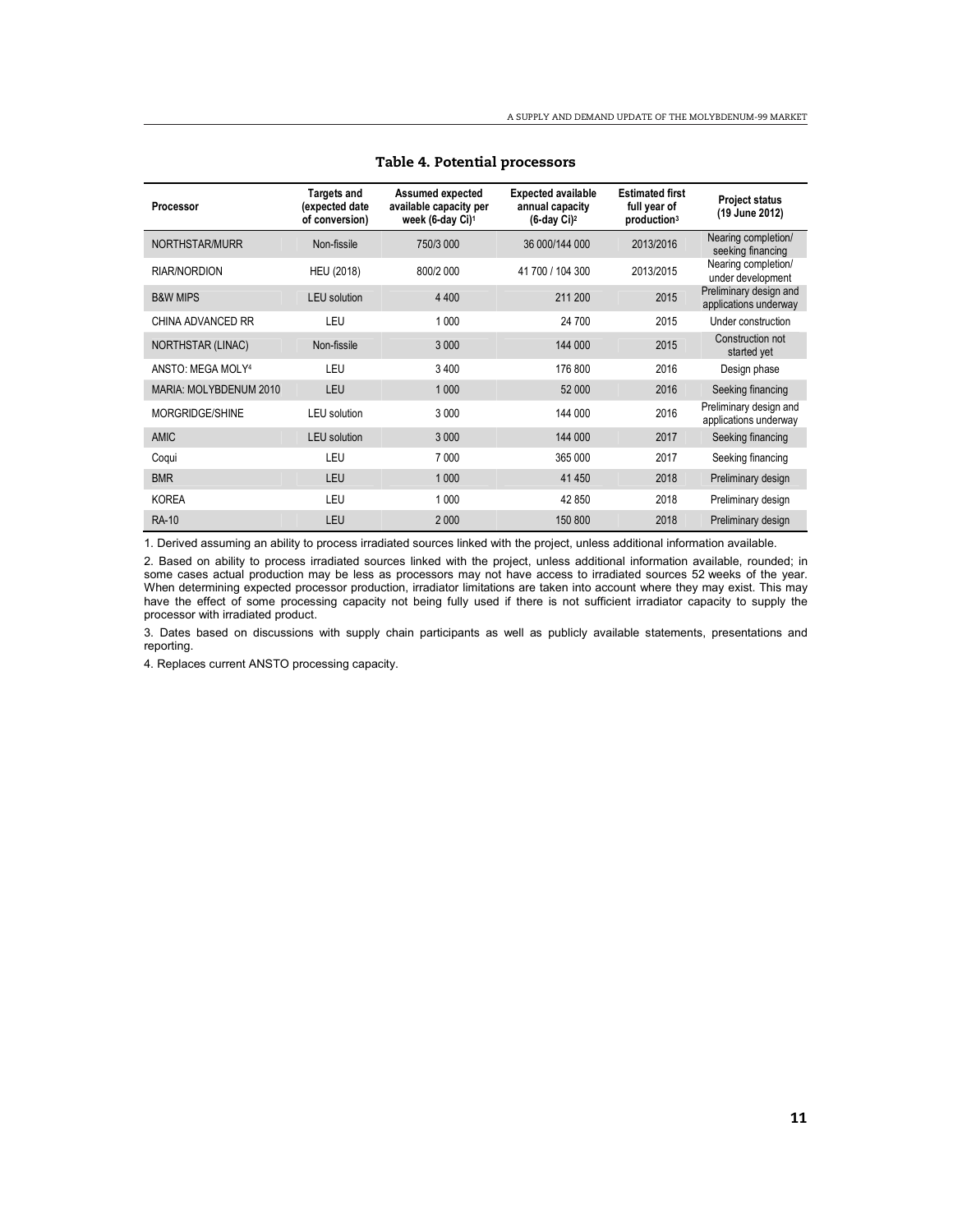### Table 4. Potential processors

| Processor | Targets and (expected date of conversion) | Assumed expected available capacity per week (6-day Ci)[1] | Expected available annual capacity (6-day Ci)[2] | Estimated first full year of production[3] | Project status (19 June 2012) |
|---|---|---|---|---|---|
| NORTHSTAR/MURR | Non-fissile | 750/3 000 | 36 000/144 000 | 2013/2016 | Nearing completion/ seeking financing |
| RIAR/NORDION | HEU (2018) | 800/2 000 | 41 700 / 104 300 | 2013/2015 | Nearing completion/ under development |
| B&W MIPS | LEU solution | 4 400 | 211 200 | 2015 | Preliminary design and applications underway |
| CHINA ADVANCED RR | LEU | 1 000 | 24 700 | 2015 | Under construction |
| NORTHSTAR (LINAC) | Non-fissile | 3 000 | 144 000 | 2015 | Construction not started yet |
| ANSTO: MEGA MOLY[4] | LEU | 3 400 | 176 800 | 2016 | Design phase |
| MARIA: MOLYBDENUM 2010 | LEU | 1 000 | 52 000 | 2016 | Seeking financing |
| MORGRIDGE/SHINE | LEU solution | 3 000 | 144 000 | 2016 | Preliminary design and applications underway |
| AMIC | LEU solution | 3 000 | 144 000 | 2017 | Seeking financing |
| Coqui | LEU | 7 000 | 365 000 | 2017 | Seeking financing |
| BMR | LEU | 1 000 | 41 450 | 2018 | Preliminary design |
| KOREA | LEU | 1 000 | 42 850 | 2018 | Preliminary design |
| RA-10 | LEU | 2 000 | 150 800 | 2018 | Preliminary design |

1. Derived assuming an ability to process irradiated sources linked with the project, unless additional information available.

2. Based on ability to process irradiated sources linked with the project, unless additional information available, rounded; in some cases actual production may be less as processors may not have access to irradiated sources 52 weeks of the year. When determining expected processor production, irradiator limitations are taken into account where they may exist. This may have the effect of some processing capacity not being fully used if there is not sufficient irradiator capacity to supply the processor with irradiated product.

3. Dates based on discussions with supply chain participants as well as publicly available statements, presentations and reporting.

4. Replaces current ANSTO processing capacity.